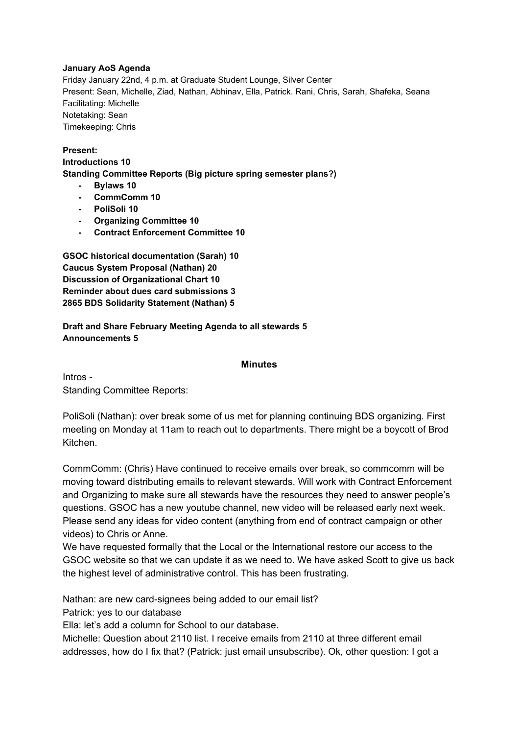**January AoS Agenda**

Friday January 22nd, 4 p.m. at Graduate Student Lounge, Silver Center
Present: Sean, Michelle, Ziad, Nathan, Abhinav, Ella, Patrick. Rani, Chris, Sarah, Shafeka, Seana
Facilitating: Michelle
Notetaking: Sean
Timekeeping: Chris

**Present:**
**Introductions 10**
**Standing Committee Reports (Big picture spring semester plans?)**

- **Bylaws 10**
- **CommComm 10**
- **PoliSoli 10**
- **Organizing Committee 10**
- **Contract Enforcement Committee 10**

**GSOC historical documentation (Sarah) 10**
**Caucus System Proposal (Nathan) 20**
**Discussion of Organizational Chart 10**
**Reminder about dues card submissions 3**
**2865 BDS Solidarity Statement (Nathan) 5**

**Draft and Share February Meeting Agenda to all stewards 5**
**Announcements 5**

## Minutes

Intros -
Standing Committee Reports:

PoliSoli (Nathan): over break some of us met for planning continuing BDS organizing. First meeting on Monday at 11am to reach out to departments. There might be a boycott of Brod Kitchen.

CommComm: (Chris) Have continued to receive emails over break, so commcomm will be moving toward distributing emails to relevant stewards. Will work with Contract Enforcement and Organizing to make sure all stewards have the resources they need to answer people's questions. GSOC has a new youtube channel, new video will be released early next week. Please send any ideas for video content (anything from end of contract campaign or other videos) to Chris or Anne.
We have requested formally that the Local or the International restore our access to the GSOC website so that we can update it as we need to. We have asked Scott to give us back the highest level of administrative control. This has been frustrating.

Nathan: are new card-signees being added to our email list?
Patrick: yes to our database
Ella: let's add a column for School to our database.
Michelle: Question about 2110 list. I receive emails from 2110 at three different email addresses, how do I fix that? (Patrick: just email unsubscribe). Ok, other question: I got a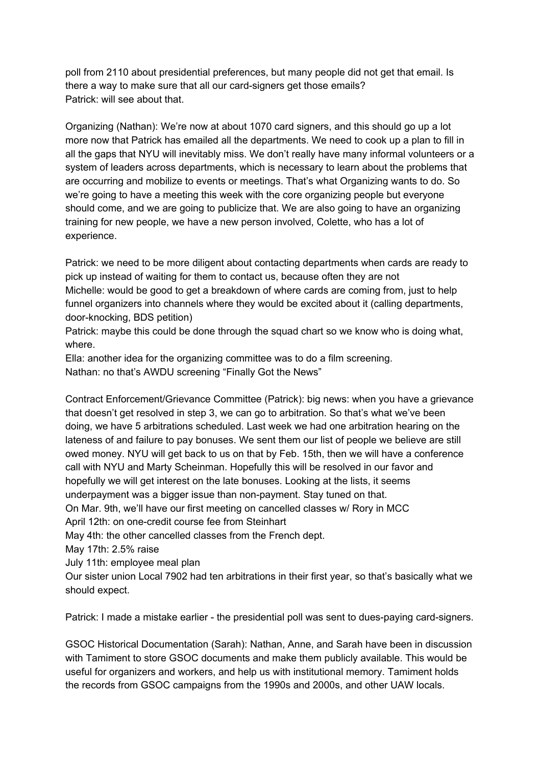poll from 2110 about presidential preferences, but many people did not get that email. Is there a way to make sure that all our card-signers get those emails?
Patrick: will see about that.

Organizing (Nathan): We're now at about 1070 card signers, and this should go up a lot more now that Patrick has emailed all the departments. We need to cook up a plan to fill in all the gaps that NYU will inevitably miss. We don't really have many informal volunteers or a system of leaders across departments, which is necessary to learn about the problems that are occurring and mobilize to events or meetings. That's what Organizing wants to do. So we're going to have a meeting this week with the core organizing people but everyone should come, and we are going to publicize that. We are also going to have an organizing training for new people, we have a new person involved, Colette, who has a lot of experience.

Patrick: we need to be more diligent about contacting departments when cards are ready to pick up instead of waiting for them to contact us, because often they are not
Michelle: would be good to get a breakdown of where cards are coming from, just to help funnel organizers into channels where they would be excited about it (calling departments, door-knocking, BDS petition)
Patrick: maybe this could be done through the squad chart so we know who is doing what, where.
Ella: another idea for the organizing committee was to do a film screening.
Nathan: no that's AWDU screening "Finally Got the News"

Contract Enforcement/Grievance Committee (Patrick): big news: when you have a grievance that doesn't get resolved in step 3, we can go to arbitration. So that's what we've been doing, we have 5 arbitrations scheduled. Last week we had one arbitration hearing on the lateness of and failure to pay bonuses. We sent them our list of people we believe are still owed money. NYU will get back to us on that by Feb. 15th, then we will have a conference call with NYU and Marty Scheinman. Hopefully this will be resolved in our favor and hopefully we will get interest on the late bonuses. Looking at the lists, it seems underpayment was a bigger issue than non-payment. Stay tuned on that.
On Mar. 9th, we'll have our first meeting on cancelled classes w/ Rory in MCC
April 12th: on one-credit course fee from Steinhart
May 4th: the other cancelled classes from the French dept.
May 17th: 2.5% raise
July 11th: employee meal plan
Our sister union Local 7902 had ten arbitrations in their first year, so that's basically what we should expect.

Patrick: I made a mistake earlier - the presidential poll was sent to dues-paying card-signers.

GSOC Historical Documentation (Sarah): Nathan, Anne, and Sarah have been in discussion with Tamiment to store GSOC documents and make them publicly available. This would be useful for organizers and workers, and help us with institutional memory. Tamiment holds the records from GSOC campaigns from the 1990s and 2000s, and other UAW locals.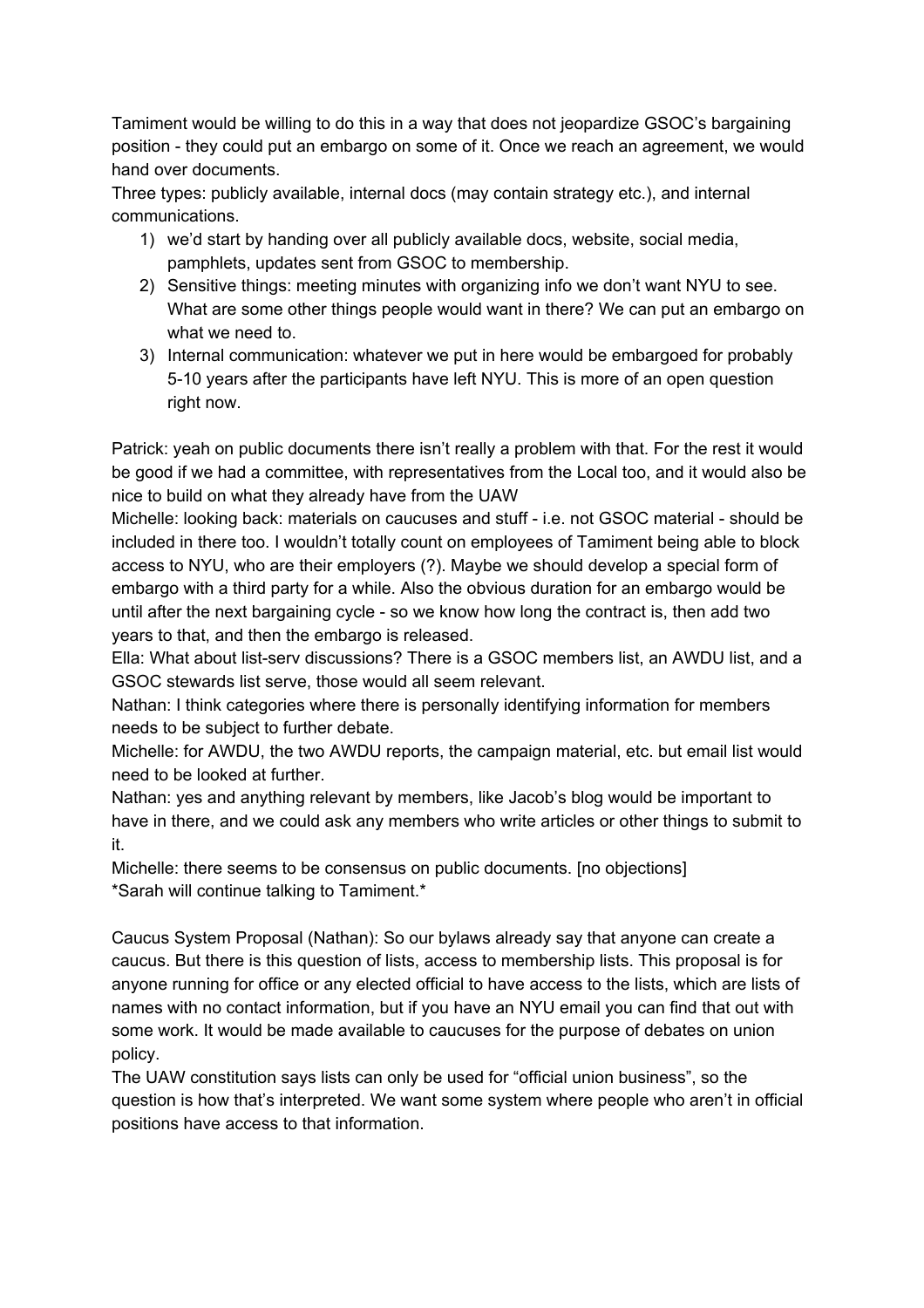Tamiment would be willing to do this in a way that does not jeopardize GSOC's bargaining position - they could put an embargo on some of it. Once we reach an agreement, we would hand over documents.

Three types: publicly available, internal docs (may contain strategy etc.), and internal communications.

1) we'd start by handing over all publicly available docs, website, social media, pamphlets, updates sent from GSOC to membership.
2) Sensitive things: meeting minutes with organizing info we don't want NYU to see. What are some other things people would want in there? We can put an embargo on what we need to.
3) Internal communication: whatever we put in here would be embargoed for probably 5-10 years after the participants have left NYU. This is more of an open question right now.

Patrick: yeah on public documents there isn't really a problem with that. For the rest it would be good if we had a committee, with representatives from the Local too, and it would also be nice to build on what they already have from the UAW

Michelle: looking back: materials on caucuses and stuff - i.e. not GSOC material - should be included in there too. I wouldn't totally count on employees of Tamiment being able to block access to NYU, who are their employers (?). Maybe we should develop a special form of embargo with a third party for a while. Also the obvious duration for an embargo would be until after the next bargaining cycle - so we know how long the contract is, then add two years to that, and then the embargo is released.

Ella: What about list-serv discussions? There is a GSOC members list, an AWDU list, and a GSOC stewards list serve, those would all seem relevant.

Nathan: I think categories where there is personally identifying information for members needs to be subject to further debate.

Michelle: for AWDU, the two AWDU reports, the campaign material, etc. but email list would need to be looked at further.

Nathan: yes and anything relevant by members, like Jacob's blog would be important to have in there, and we could ask any members who write articles or other things to submit to it.

Michelle: there seems to be consensus on public documents. [no objections]

*Sarah will continue talking to Tamiment.*

Caucus System Proposal (Nathan): So our bylaws already say that anyone can create a caucus. But there is this question of lists, access to membership lists. This proposal is for anyone running for office or any elected official to have access to the lists, which are lists of names with no contact information, but if you have an NYU email you can find that out with some work. It would be made available to caucuses for the purpose of debates on union policy.

The UAW constitution says lists can only be used for "official union business", so the question is how that's interpreted. We want some system where people who aren't in official positions have access to that information.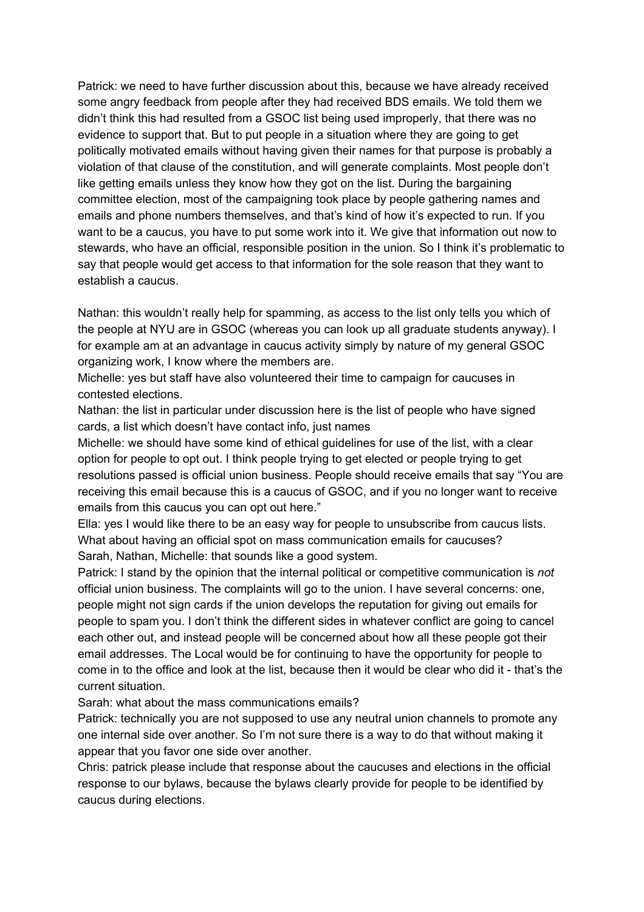Patrick: we need to have further discussion about this, because we have already received some angry feedback from people after they had received BDS emails. We told them we didn't think this had resulted from a GSOC list being used improperly, that there was no evidence to support that. But to put people in a situation where they are going to get politically motivated emails without having given their names for that purpose is probably a violation of that clause of the constitution, and will generate complaints. Most people don't like getting emails unless they know how they got on the list. During the bargaining committee election, most of the campaigning took place by people gathering names and emails and phone numbers themselves, and that's kind of how it's expected to run. If you want to be a caucus, you have to put some work into it. We give that information out now to stewards, who have an official, responsible position in the union. So I think it's problematic to say that people would get access to that information for the sole reason that they want to establish a caucus.

Nathan: this wouldn't really help for spamming, as access to the list only tells you which of the people at NYU are in GSOC (whereas you can look up all graduate students anyway). I for example am at an advantage in caucus activity simply by nature of my general GSOC organizing work, I know where the members are.
Michelle: yes but staff have also volunteered their time to campaign for caucuses in contested elections.
Nathan: the list in particular under discussion here is the list of people who have signed cards, a list which doesn't have contact info, just names
Michelle: we should have some kind of ethical guidelines for use of the list, with a clear option for people to opt out. I think people trying to get elected or people trying to get resolutions passed is official union business. People should receive emails that say "You are receiving this email because this is a caucus of GSOC, and if you no longer want to receive emails from this caucus you can opt out here."
Ella: yes I would like there to be an easy way for people to unsubscribe from caucus lists. What about having an official spot on mass communication emails for caucuses?
Sarah, Nathan, Michelle: that sounds like a good system.
Patrick: I stand by the opinion that the internal political or competitive communication is *not* official union business. The complaints will go to the union. I have several concerns: one, people might not sign cards if the union develops the reputation for giving out emails for people to spam you. I don't think the different sides in whatever conflict are going to cancel each other out, and instead people will be concerned about how all these people got their email addresses. The Local would be for continuing to have the opportunity for people to come in to the office and look at the list, because then it would be clear who did it - that's the current situation.
Sarah: what about the mass communications emails?
Patrick: technically you are not supposed to use any neutral union channels to promote any one internal side over another. So I'm not sure there is a way to do that without making it appear that you favor one side over another.
Chris: patrick please include that response about the caucuses and elections in the official response to our bylaws, because the bylaws clearly provide for people to be identified by caucus during elections.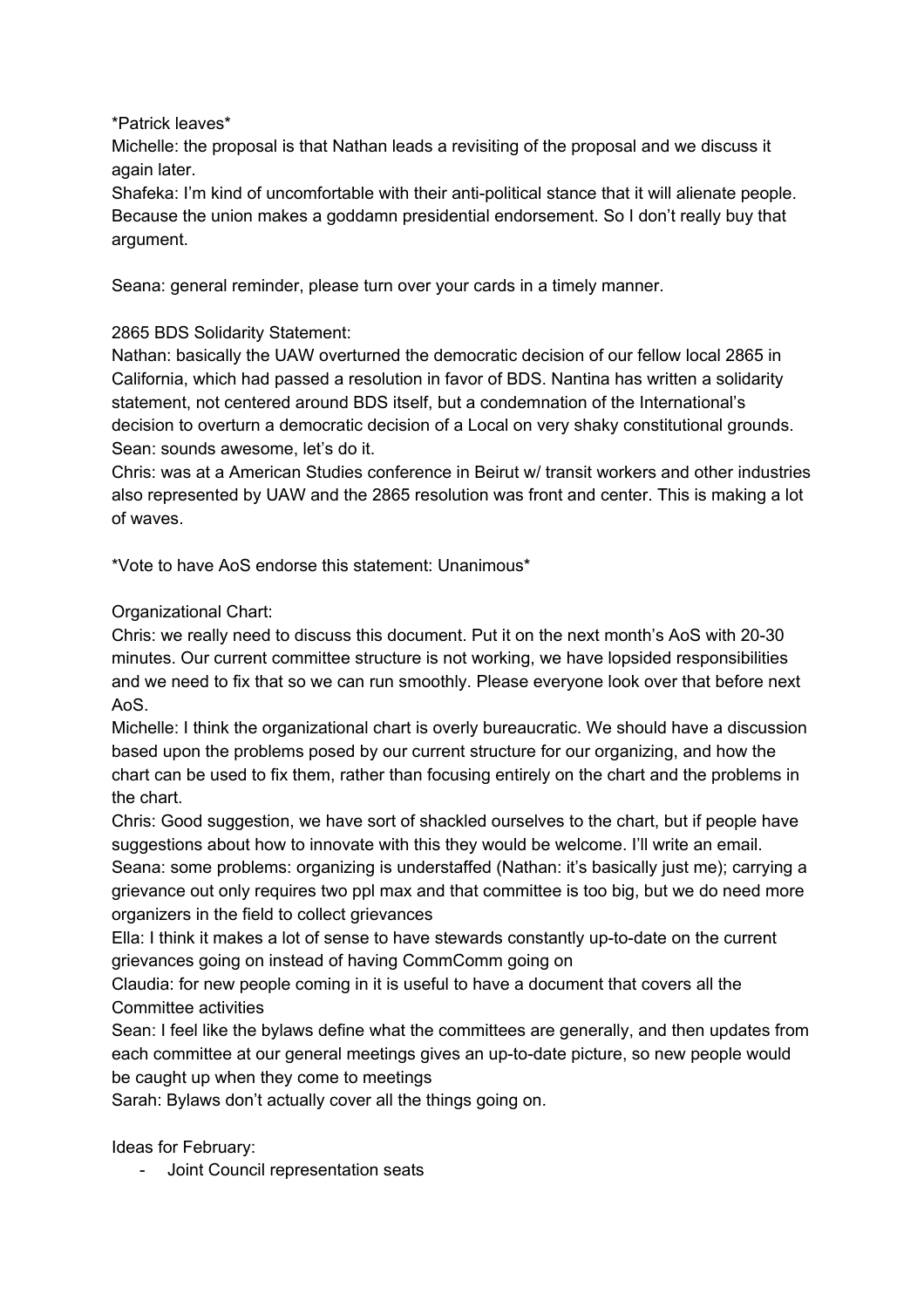*Patrick leaves*

Michelle: the proposal is that Nathan leads a revisiting of the proposal and we discuss it again later.

Shafeka: I'm kind of uncomfortable with their anti-political stance that it will alienate people. Because the union makes a goddamn presidential endorsement. So I don't really buy that argument.

Seana: general reminder, please turn over your cards in a timely manner.

2865 BDS Solidarity Statement:

Nathan: basically the UAW overturned the democratic decision of our fellow local 2865 in California, which had passed a resolution in favor of BDS. Nantina has written a solidarity statement, not centered around BDS itself, but a condemnation of the International's decision to overturn a democratic decision of a Local on very shaky constitutional grounds.

Sean: sounds awesome, let's do it.

Chris: was at a American Studies conference in Beirut w/ transit workers and other industries also represented by UAW and the 2865 resolution was front and center. This is making a lot of waves.

*Vote to have AoS endorse this statement: Unanimous*

Organizational Chart:

Chris: we really need to discuss this document. Put it on the next month's AoS with 20-30 minutes. Our current committee structure is not working, we have lopsided responsibilities and we need to fix that so we can run smoothly. Please everyone look over that before next AoS.

Michelle: I think the organizational chart is overly bureaucratic. We should have a discussion based upon the problems posed by our current structure for our organizing, and how the chart can be used to fix them, rather than focusing entirely on the chart and the problems in the chart.

Chris: Good suggestion, we have sort of shackled ourselves to the chart, but if people have suggestions about how to innovate with this they would be welcome. I'll write an email.

Seana: some problems: organizing is understaffed (Nathan: it's basically just me); carrying a grievance out only requires two ppl max and that committee is too big, but we do need more organizers in the field to collect grievances

Ella: I think it makes a lot of sense to have stewards constantly up-to-date on the current grievances going on instead of having CommComm going on

Claudia: for new people coming in it is useful to have a document that covers all the Committee activities

Sean: I feel like the bylaws define what the committees are generally, and then updates from each committee at our general meetings gives an up-to-date picture, so new people would be caught up when they come to meetings

Sarah: Bylaws don't actually cover all the things going on.

Ideas for February:

- Joint Council representation seats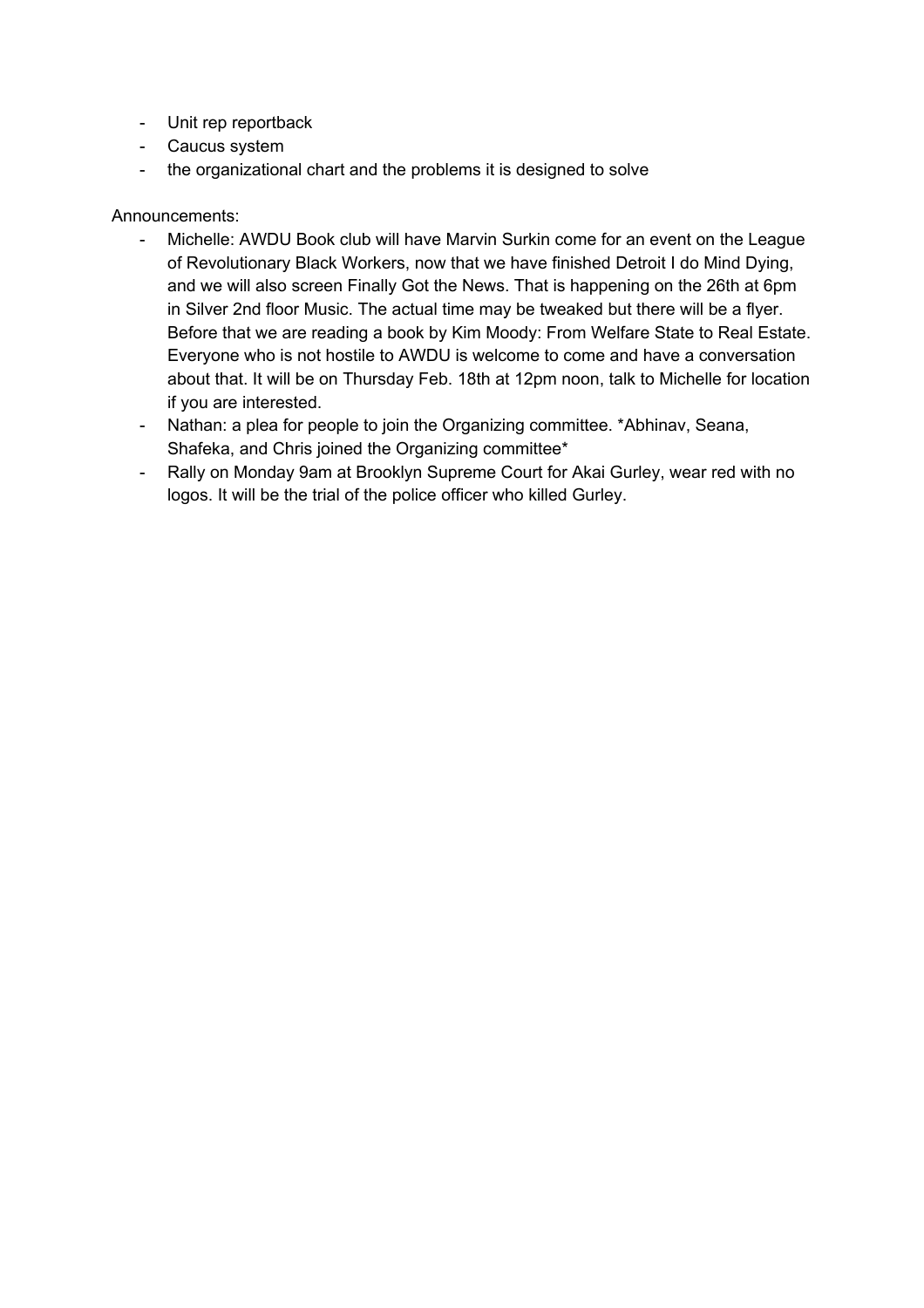- Unit rep reportback
- Caucus system
- the organizational chart and the problems it is designed to solve

Announcements:

- Michelle: AWDU Book club will have Marvin Surkin come for an event on the League of Revolutionary Black Workers, now that we have finished Detroit I do Mind Dying, and we will also screen Finally Got the News. That is happening on the 26th at 6pm in Silver 2nd floor Music. The actual time may be tweaked but there will be a flyer. Before that we are reading a book by Kim Moody: From Welfare State to Real Estate. Everyone who is not hostile to AWDU is welcome to come and have a conversation about that. It will be on Thursday Feb. 18th at 12pm noon, talk to Michelle for location if you are interested.
- Nathan: a plea for people to join the Organizing committee. *Abhinav, Seana, Shafeka, and Chris joined the Organizing committee*
- Rally on Monday 9am at Brooklyn Supreme Court for Akai Gurley, wear red with no logos. It will be the trial of the police officer who killed Gurley.